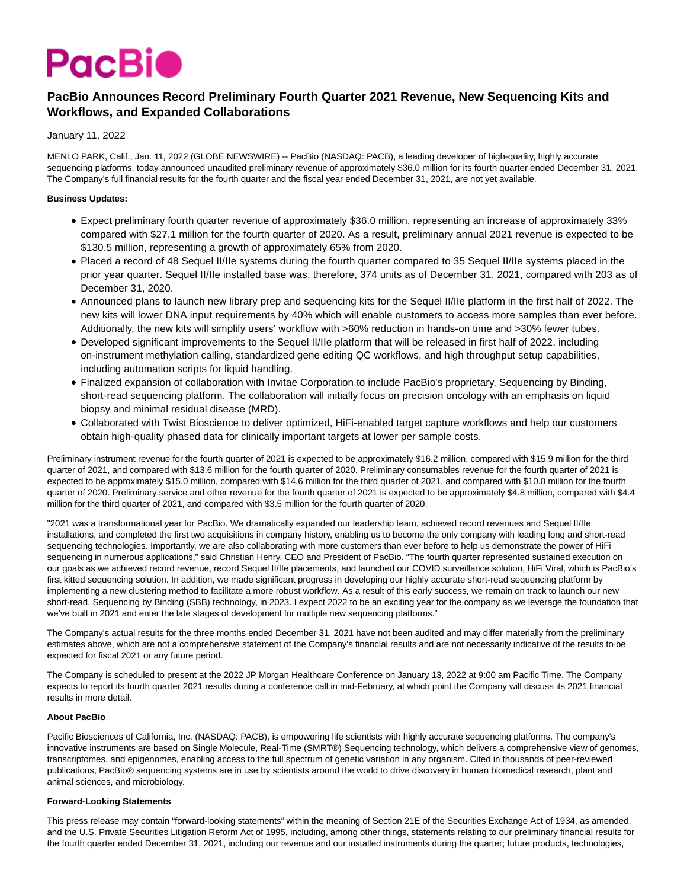# PacBio Announces Record Preliminary Fourth Quarter 2021 Revenue, New Sequencing Kits and Workflows, and Expanded Collaborations

January 11, 2022

MENLO PARK, Calif., Jan. 11, 2022 (GLOBE NEWSWIRE) -- PacBio (NASDAQ: PACB), a leading developer of high-quality, highly accurate sequencing platforms, today announced unaudited preliminary revenue of approximately $36.0 million for its fourth quarter ended December 31, 2021. The Company's full financial results for the fourth quarter and the fiscal year ended December 31, 2021, are not yet available.

**Business Updates:**

- Expect preliminary fourth quarter revenue of approximately $36.0 million, representing an increase of approximately 33% compared with $27.1 million for the fourth quarter of 2020. As a result, preliminary annual 2021 revenue is expected to be $130.5 million, representing a growth of approximately 65% from 2020.
- Placed a record of 48 Sequel II/IIe systems during the fourth quarter compared to 35 Sequel II/IIe systems placed in the prior year quarter. Sequel II/IIe installed base was, therefore, 374 units as of December 31, 2021, compared with 203 as of December 31, 2020.
- Announced plans to launch new library prep and sequencing kits for the Sequel II/IIe platform in the first half of 2022. The new kits will lower DNA input requirements by 40% which will enable customers to access more samples than ever before. Additionally, the new kits will simplify users' workflow with >60% reduction in hands-on time and >30% fewer tubes.
- Developed significant improvements to the Sequel II/IIe platform that will be released in first half of 2022, including on-instrument methylation calling, standardized gene editing QC workflows, and high throughput setup capabilities, including automation scripts for liquid handling.
- Finalized expansion of collaboration with Invitae Corporation to include PacBio's proprietary, Sequencing by Binding, short-read sequencing platform. The collaboration will initially focus on precision oncology with an emphasis on liquid biopsy and minimal residual disease (MRD).
- Collaborated with Twist Bioscience to deliver optimized, HiFi-enabled target capture workflows and help our customers obtain high-quality phased data for clinically important targets at lower per sample costs.

Preliminary instrument revenue for the fourth quarter of 2021 is expected to be approximately $16.2 million, compared with $15.9 million for the third quarter of 2021, and compared with $13.6 million for the fourth quarter of 2020. Preliminary consumables revenue for the fourth quarter of 2021 is expected to be approximately $15.0 million, compared with $14.6 million for the third quarter of 2021, and compared with $10.0 million for the fourth quarter of 2020. Preliminary service and other revenue for the fourth quarter of 2021 is expected to be approximately $4.8 million, compared with $4.4 million for the third quarter of 2021, and compared with $3.5 million for the fourth quarter of 2020.

"2021 was a transformational year for PacBio. We dramatically expanded our leadership team, achieved record revenues and Sequel II/IIe installations, and completed the first two acquisitions in company history, enabling us to become the only company with leading long and short-read sequencing technologies. Importantly, we are also collaborating with more customers than ever before to help us demonstrate the power of HiFi sequencing in numerous applications," said Christian Henry, CEO and President of PacBio. "The fourth quarter represented sustained execution on our goals as we achieved record revenue, record Sequel II/IIe placements, and launched our COVID surveillance solution, HiFi Viral, which is PacBio's first kitted sequencing solution. In addition, we made significant progress in developing our highly accurate short-read sequencing platform by implementing a new clustering method to facilitate a more robust workflow. As a result of this early success, we remain on track to launch our new short-read, Sequencing by Binding (SBB) technology, in 2023. I expect 2022 to be an exciting year for the company as we leverage the foundation that we've built in 2021 and enter the late stages of development for multiple new sequencing platforms."

The Company's actual results for the three months ended December 31, 2021 have not been audited and may differ materially from the preliminary estimates above, which are not a comprehensive statement of the Company's financial results and are not necessarily indicative of the results to be expected for fiscal 2021 or any future period.

The Company is scheduled to present at the 2022 JP Morgan Healthcare Conference on January 13, 2022 at 9:00 am Pacific Time. The Company expects to report its fourth quarter 2021 results during a conference call in mid-February, at which point the Company will discuss its 2021 financial results in more detail.

**About PacBio**

Pacific Biosciences of California, Inc. (NASDAQ: PACB), is empowering life scientists with highly accurate sequencing platforms. The company's innovative instruments are based on Single Molecule, Real-Time (SMRT®) Sequencing technology, which delivers a comprehensive view of genomes, transcriptomes, and epigenomes, enabling access to the full spectrum of genetic variation in any organism. Cited in thousands of peer-reviewed publications, PacBio® sequencing systems are in use by scientists around the world to drive discovery in human biomedical research, plant and animal sciences, and microbiology.

**Forward-Looking Statements**

This press release may contain "forward-looking statements" within the meaning of Section 21E of the Securities Exchange Act of 1934, as amended, and the U.S. Private Securities Litigation Reform Act of 1995, including, among other things, statements relating to our preliminary financial results for the fourth quarter ended December 31, 2021, including our revenue and our installed instruments during the quarter; future products, technologies,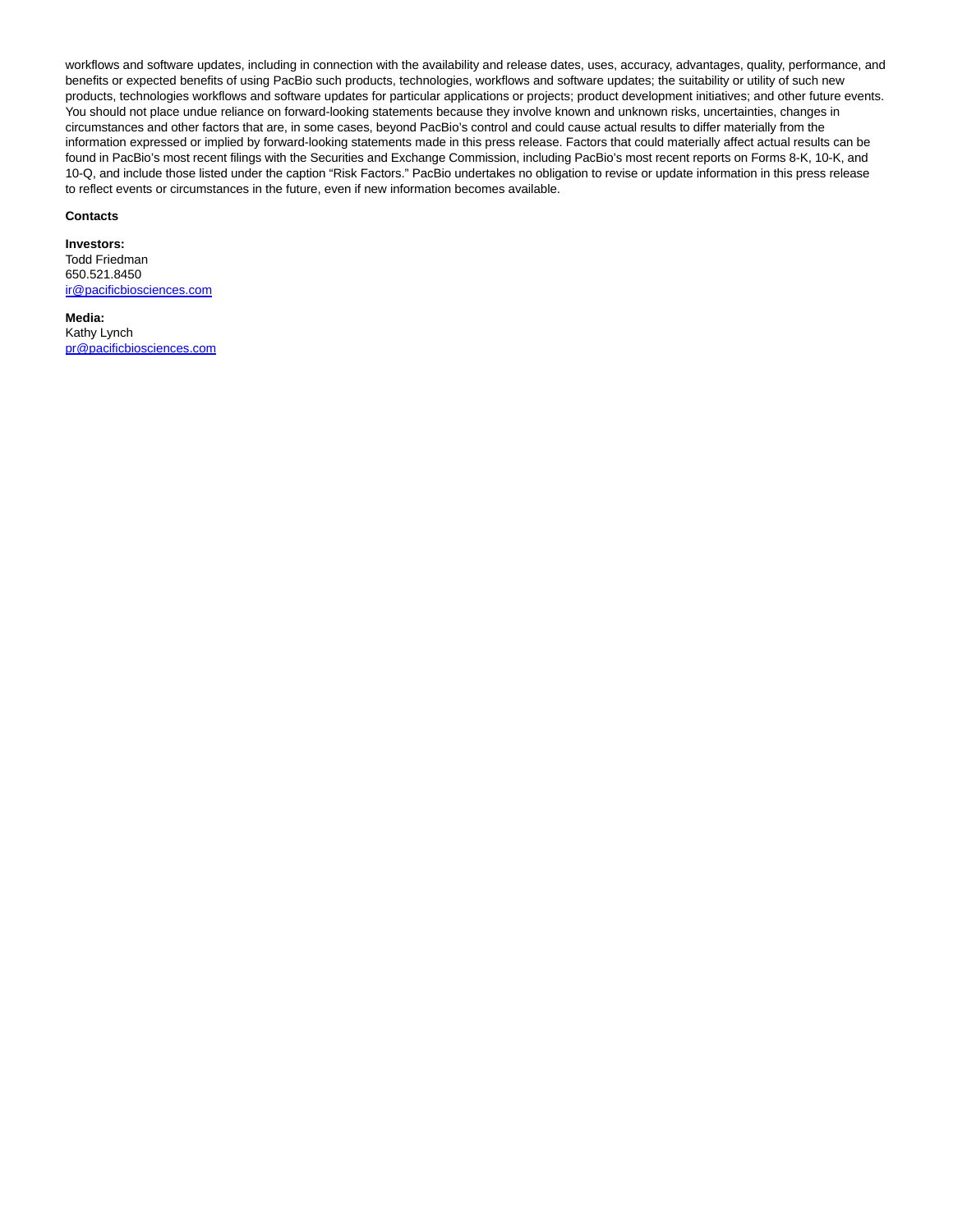workflows and software updates, including in connection with the availability and release dates, uses, accuracy, advantages, quality, performance, and benefits or expected benefits of using PacBio such products, technologies, workflows and software updates; the suitability or utility of such new products, technologies workflows and software updates for particular applications or projects; product development initiatives; and other future events. You should not place undue reliance on forward-looking statements because they involve known and unknown risks, uncertainties, changes in circumstances and other factors that are, in some cases, beyond PacBio's control and could cause actual results to differ materially from the information expressed or implied by forward-looking statements made in this press release. Factors that could materially affect actual results can be found in PacBio's most recent filings with the Securities and Exchange Commission, including PacBio's most recent reports on Forms 8-K, 10-K, and 10-Q, and include those listed under the caption "Risk Factors." PacBio undertakes no obligation to revise or update information in this press release to reflect events or circumstances in the future, even if new information becomes available.

**Contacts**

**Investors:**
Todd Friedman
650.521.8450
[ir@pacificbiosciences.com](mailto:ir@pacificbiosciences.com)

**Media:**
Kathy Lynch
[pr@pacificbiosciences.com](mailto:pr@pacificbiosciences.com)